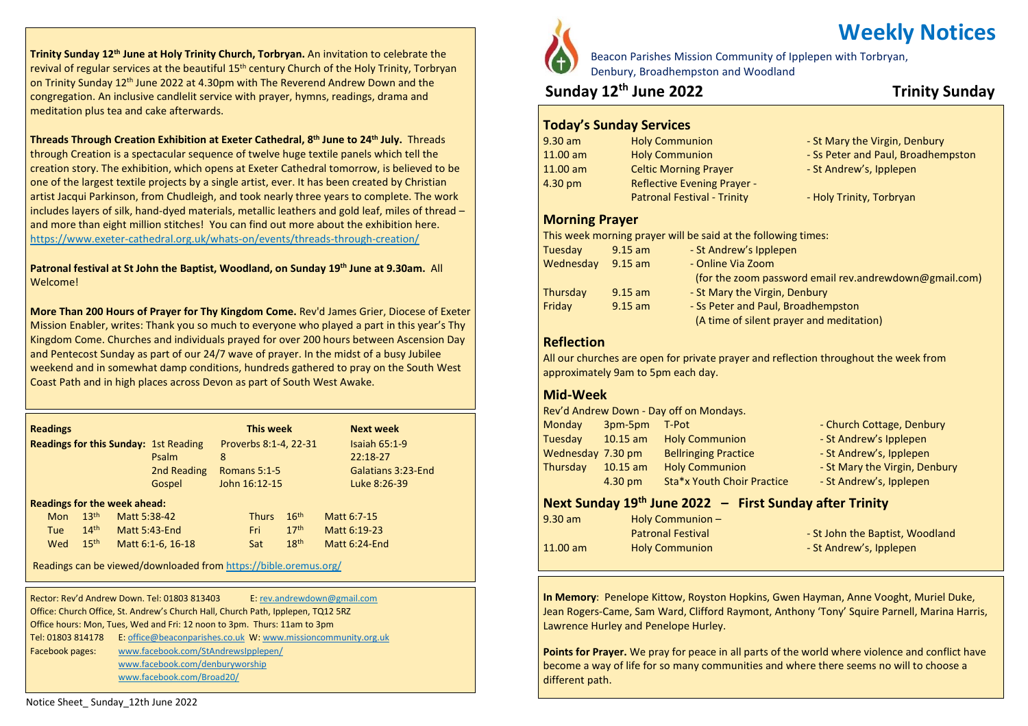# Weekly Notices

Beacon Parishes Mission Community of Ipplepen with Torbryan, Denbury, Broadhempston and Woodland

## Sunday 12th June 2022 — Trinity Sunday

### Today's Sunday Services

| | | |
|---|---|---|
| 9.30 am | Holy Communion | - St Mary the Virgin, Denbury |
| 11.00 am | Holy Communion | - Ss Peter and Paul, Broadhempston |
| 11.00 am | Celtic Morning Prayer | - St Andrew's, Ipplepen |
| 4.30 pm | Reflective Evening Prayer - Patronal Festival - Trinity | - Holy Trinity, Torbryan |

### Morning Prayer

This week morning prayer will be said at the following times:

| | | |
|---|---|---|
| Tuesday | 9.15 am | - St Andrew's Ipplepen |
| Wednesday | 9.15 am | - Online Via Zoom (for the zoom password email rev.andrewdown@gmail.com) |
| Thursday | 9.15 am | - St Mary the Virgin, Denbury |
| Friday | 9.15 am | - Ss Peter and Paul, Broadhempston (A time of silent prayer and meditation) |

### Reflection

All our churches are open for private prayer and reflection throughout the week from approximately 9am to 5pm each day.

### Mid-Week

Rev'd Andrew Down - Day off on Mondays.

| | | | |
|---|---|---|---|
| Monday | 3pm-5pm | T-Pot | - Church Cottage, Denbury |
| Tuesday | 10.15 am | Holy Communion | - St Andrew's Ipplepen |
| Wednesday | 7.30 pm | Bellringing Practice | - St Andrew's, Ipplepen |
| Thursday | 10.15 am | Holy Communion | - St Mary the Virgin, Denbury |
| | 4.30 pm | Sta*x Youth Choir Practice | - St Andrew's, Ipplepen |

### Next Sunday 19th June 2022 – First Sunday after Trinity

| | | |
|---|---|---|
| 9.30 am | Holy Communion – Patronal Festival | - St John the Baptist, Woodland |
| 11.00 am | Holy Communion | - St Andrew's, Ipplepen |

**In Memory**: Penelope Kittow, Royston Hopkins, Gwen Hayman, Anne Vooght, Muriel Duke, Jean Rogers-Came, Sam Ward, Clifford Raymont, Anthony 'Tony' Squire Parnell, Marina Harris, Lawrence Hurley and Penelope Hurley.

**Points for Prayer.** We pray for peace in all parts of the world where violence and conflict have become a way of life for so many communities and where there seems no will to choose a different path.

**Trinity Sunday 12th June at Holy Trinity Church, Torbryan.** An invitation to celebrate the revival of regular services at the beautiful 15th century Church of the Holy Trinity, Torbryan on Trinity Sunday 12th June 2022 at 4.30pm with The Reverend Andrew Down and the congregation. An inclusive candlelit service with prayer, hymns, readings, drama and meditation plus tea and cake afterwards.

**Threads Through Creation Exhibition at Exeter Cathedral, 8th June to 24th July.** Threads through Creation is a spectacular sequence of twelve huge textile panels which tell the creation story. The exhibition, which opens at Exeter Cathedral tomorrow, is believed to be one of the largest textile projects by a single artist, ever. It has been created by Christian artist Jacqui Parkinson, from Chudleigh, and took nearly three years to complete. The work includes layers of silk, hand-dyed materials, metallic leathers and gold leaf, miles of thread – and more than eight million stitches! You can find out more about the exhibition here. https://www.exeter-cathedral.org.uk/whats-on/events/threads-through-creation/

**Patronal festival at St John the Baptist, Woodland, on Sunday 19th June at 9.30am.** All Welcome!

**More Than 200 Hours of Prayer for Thy Kingdom Come.** Rev'd James Grier, Diocese of Exeter Mission Enabler, writes: Thank you so much to everyone who played a part in this year's Thy Kingdom Come. Churches and individuals prayed for over 200 hours between Ascension Day and Pentecost Sunday as part of our 24/7 wave of prayer. In the midst of a busy Jubilee weekend and in somewhat damp conditions, hundreds gathered to pray on the South West Coast Path and in high places across Devon as part of South West Awake.

### Readings

| Readings for this Sunday: | | This week | Next week |
|---|---|---|---|
| | 1st Reading | Proverbs 8:1-4, 22-31 | Isaiah 65:1-9 |
| | Psalm | 8 | 22:18-27 |
| | 2nd Reading | Romans 5:1-5 | Galatians 3:23-End |
| | Gospel | John 16:12-15 | Luke 8:26-39 |

**Readings for the week ahead:**

| | | | | | |
|---|---|---|---|---|---|
| Mon | 13th | Matt 5:38-42 | Thurs | 16th | Matt 6:7-15 |
| Tue | 14th | Matt 5:43-End | Fri | 17th | Matt 6:19-23 |
| Wed | 15th | Matt 6:1-6, 16-18 | Sat | 18th | Matt 6:24-End |

Readings can be viewed/downloaded from https://bible.oremus.org/

Rector: Rev'd Andrew Down. Tel: 01803 813403 E: rev.andrewdown@gmail.com
Office: Church Office, St. Andrew's Church Hall, Church Path, Ipplepen, TQ12 5RZ
Office hours: Mon, Tues, Wed and Fri: 12 noon to 3pm. Thurs: 11am to 3pm
Tel: 01803 814178 E: office@beaconparishes.co.uk W: www.missioncommunity.org.uk
Facebook pages: www.facebook.com/StAndrewsIpplepen/
www.facebook.com/denburyworship
www.facebook.com/Broad20/

Notice Sheet_ Sunday_12th June 2022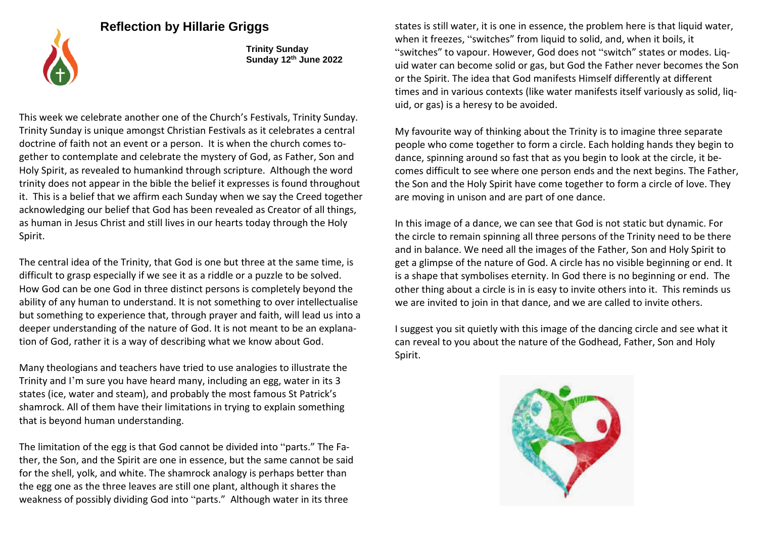# Reflection by Hillarie Griggs

**Trinity Sunday**
**Sunday 12th June 2022**

This week we celebrate another one of the Church's Festivals, Trinity Sunday. Trinity Sunday is unique amongst Christian Festivals as it celebrates a central doctrine of faith not an event or a person. It is when the church comes together to contemplate and celebrate the mystery of God, as Father, Son and Holy Spirit, as revealed to humankind through scripture. Although the word trinity does not appear in the bible the belief it expresses is found throughout it. This is a belief that we affirm each Sunday when we say the Creed together acknowledging our belief that God has been revealed as Creator of all things, as human in Jesus Christ and still lives in our hearts today through the Holy Spirit.

The central idea of the Trinity, that God is one but three at the same time, is difficult to grasp especially if we see it as a riddle or a puzzle to be solved. How God can be one God in three distinct persons is completely beyond the ability of any human to understand. It is not something to over intellectualise but something to experience that, through prayer and faith, will lead us into a deeper understanding of the nature of God. It is not meant to be an explanation of God, rather it is a way of describing what we know about God.

Many theologians and teachers have tried to use analogies to illustrate the Trinity and I'm sure you have heard many, including an egg, water in its 3 states (ice, water and steam), and probably the most famous St Patrick's shamrock. All of them have their limitations in trying to explain something that is beyond human understanding.

The limitation of the egg is that God cannot be divided into "parts." The Father, the Son, and the Spirit are one in essence, but the same cannot be said for the shell, yolk, and white. The shamrock analogy is perhaps better than the egg one as the three leaves are still one plant, although it shares the weakness of possibly dividing God into "parts." Although water in its three states is still water, it is one in essence, the problem here is that liquid water, when it freezes, "switches" from liquid to solid, and, when it boils, it "switches" to vapour. However, God does not "switch" states or modes. Liquid water can become solid or gas, but God the Father never becomes the Son or the Spirit. The idea that God manifests Himself differently at different times and in various contexts (like water manifests itself variously as solid, liquid, or gas) is a heresy to be avoided.

My favourite way of thinking about the Trinity is to imagine three separate people who come together to form a circle. Each holding hands they begin to dance, spinning around so fast that as you begin to look at the circle, it becomes difficult to see where one person ends and the next begins. The Father, the Son and the Holy Spirit have come together to form a circle of love. They are moving in unison and are part of one dance.

In this image of a dance, we can see that God is not static but dynamic. For the circle to remain spinning all three persons of the Trinity need to be there and in balance. We need all the images of the Father, Son and Holy Spirit to get a glimpse of the nature of God. A circle has no visible beginning or end. It is a shape that symbolises eternity. In God there is no beginning or end. The other thing about a circle is in is easy to invite others into it. This reminds us we are invited to join in that dance, and we are called to invite others.

I suggest you sit quietly with this image of the dancing circle and see what it can reveal to you about the nature of the Godhead, Father, Son and Holy Spirit.